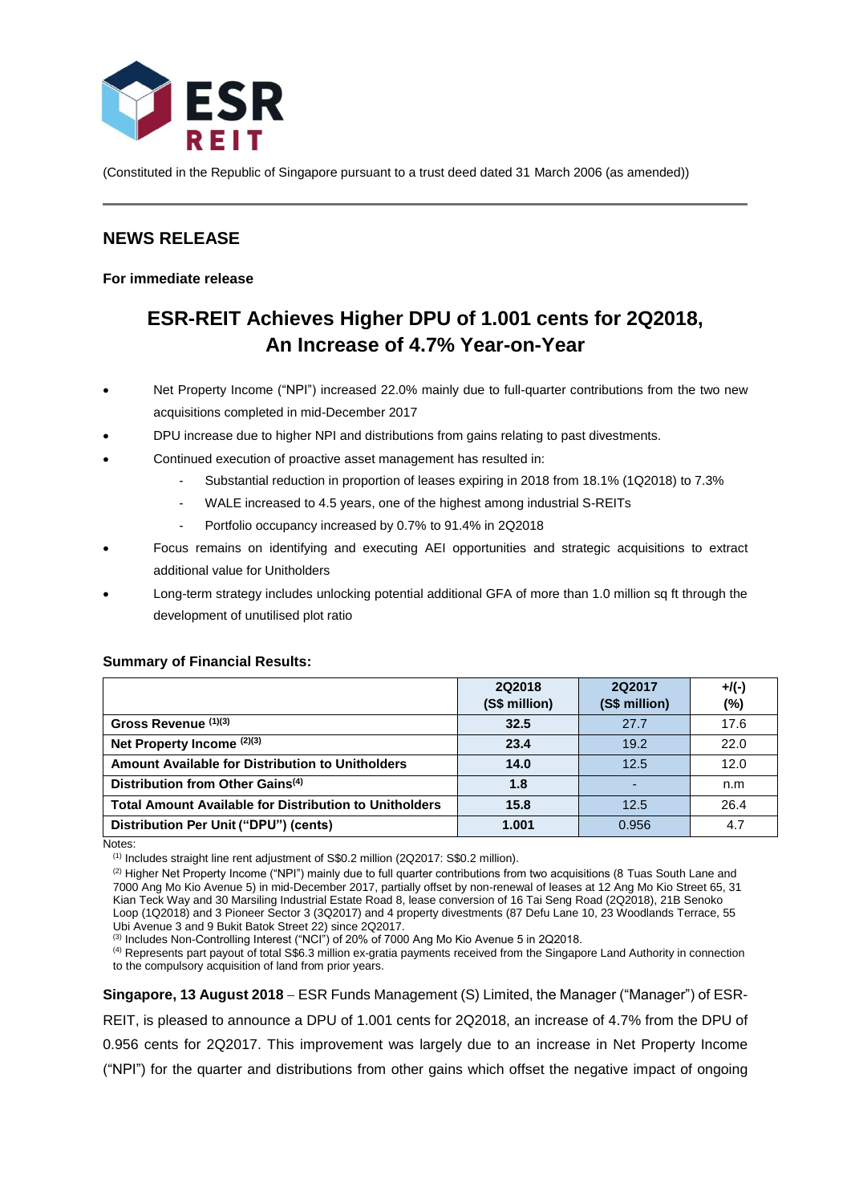ESR REIT

(Constituted in the Republic of Singapore pursuant to a trust deed dated 31 March 2006 (as amended))

## NEWS RELEASE

**For immediate release**

# ESR-REIT Achieves Higher DPU of 1.001 cents for 2Q2018, An Increase of 4.7% Year-on-Year

- Net Property Income ("NPI") increased 22.0% mainly due to full-quarter contributions from the two new acquisitions completed in mid-December 2017
- DPU increase due to higher NPI and distributions from gains relating to past divestments.
- Continued execution of proactive asset management has resulted in:
  - Substantial reduction in proportion of leases expiring in 2018 from 18.1% (1Q2018) to 7.3%
  - WALE increased to 4.5 years, one of the highest among industrial S-REITs
  - Portfolio occupancy increased by 0.7% to 91.4% in 2Q2018
- Focus remains on identifying and executing AEI opportunities and strategic acquisitions to extract additional value for Unitholders
- Long-term strategy includes unlocking potential additional GFA of more than 1.0 million sq ft through the development of unutilised plot ratio

**Summary of Financial Results:**

| | 2Q2018 (S$ million) | 2Q2017 (S$ million) | +/(-) (%) |
|---|---|---|---|
| **Gross Revenue** (1)(3) | **32.5** | 27.7 | 17.6 |
| **Net Property Income** (2)(3) | **23.4** | 19.2 | 22.0 |
| **Amount Available for Distribution to Unitholders** | **14.0** | 12.5 | 12.0 |
| **Distribution from Other Gains**(4) | **1.8** | - | n.m |
| **Total Amount Available for Distribution to Unitholders** | **15.8** | 12.5 | 26.4 |
| **Distribution Per Unit ("DPU") (cents)** | **1.001** | 0.956 | 4.7 |

Notes:

(1) Includes straight line rent adjustment of S$0.2 million (2Q2017: S$0.2 million).

(2) Higher Net Property Income ("NPI") mainly due to full quarter contributions from two acquisitions (8 Tuas South Lane and 7000 Ang Mo Kio Avenue 5) in mid-December 2017, partially offset by non-renewal of leases at 12 Ang Mo Kio Street 65, 31 Kian Teck Way and 30 Marsiling Industrial Estate Road 8, lease conversion of 16 Tai Seng Road (2Q2018), 21B Senoko Loop (1Q2018) and 3 Pioneer Sector 3 (3Q2017) and 4 property divestments (87 Defu Lane 10, 23 Woodlands Terrace, 55 Ubi Avenue 3 and 9 Bukit Batok Street 22) since 2Q2017.

(3) Includes Non-Controlling Interest ("NCI") of 20% of 7000 Ang Mo Kio Avenue 5 in 2Q2018.

(4) Represents part payout of total S$6.3 million ex-gratia payments received from the Singapore Land Authority in connection to the compulsory acquisition of land from prior years.

**Singapore, 13 August 2018** – ESR Funds Management (S) Limited, the Manager ("Manager") of ESR-REIT, is pleased to announce a DPU of 1.001 cents for 2Q2018, an increase of 4.7% from the DPU of 0.956 cents for 2Q2017. This improvement was largely due to an increase in Net Property Income ("NPI") for the quarter and distributions from other gains which offset the negative impact of ongoing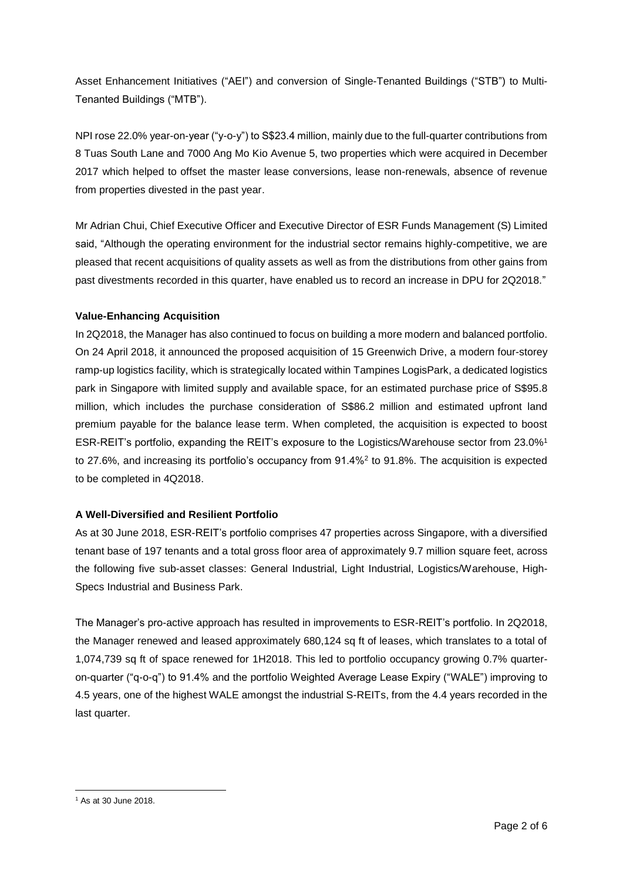Asset Enhancement Initiatives ("AEI") and conversion of Single-Tenanted Buildings ("STB") to Multi-Tenanted Buildings ("MTB").

NPI rose 22.0% year-on-year ("y-o-y") to S$23.4 million, mainly due to the full-quarter contributions from 8 Tuas South Lane and 7000 Ang Mo Kio Avenue 5, two properties which were acquired in December 2017 which helped to offset the master lease conversions, lease non-renewals, absence of revenue from properties divested in the past year.

Mr Adrian Chui, Chief Executive Officer and Executive Director of ESR Funds Management (S) Limited said, "Although the operating environment for the industrial sector remains highly-competitive, we are pleased that recent acquisitions of quality assets as well as from the distributions from other gains from past divestments recorded in this quarter, have enabled us to record an increase in DPU for 2Q2018."

**Value-Enhancing Acquisition**

In 2Q2018, the Manager has also continued to focus on building a more modern and balanced portfolio. On 24 April 2018, it announced the proposed acquisition of 15 Greenwich Drive, a modern four-storey ramp-up logistics facility, which is strategically located within Tampines LogisPark, a dedicated logistics park in Singapore with limited supply and available space, for an estimated purchase price of S$95.8 million, which includes the purchase consideration of S$86.2 million and estimated upfront land premium payable for the balance lease term. When completed, the acquisition is expected to boost ESR-REIT's portfolio, expanding the REIT's exposure to the Logistics/Warehouse sector from 23.0%[1] to 27.6%, and increasing its portfolio's occupancy from 91.4%[2] to 91.8%. The acquisition is expected to be completed in 4Q2018.

**A Well-Diversified and Resilient Portfolio**

As at 30 June 2018, ESR-REIT's portfolio comprises 47 properties across Singapore, with a diversified tenant base of 197 tenants and a total gross floor area of approximately 9.7 million square feet, across the following five sub-asset classes: General Industrial, Light Industrial, Logistics/Warehouse, High-Specs Industrial and Business Park.

The Manager's pro-active approach has resulted in improvements to ESR-REIT's portfolio. In 2Q2018, the Manager renewed and leased approximately 680,124 sq ft of leases, which translates to a total of 1,074,739 sq ft of space renewed for 1H2018. This led to portfolio occupancy growing 0.7% quarter-on-quarter ("q-o-q") to 91.4% and the portfolio Weighted Average Lease Expiry ("WALE") improving to 4.5 years, one of the highest WALE amongst the industrial S-REITs, from the 4.4 years recorded in the last quarter.

---

[1] As at 30 June 2018.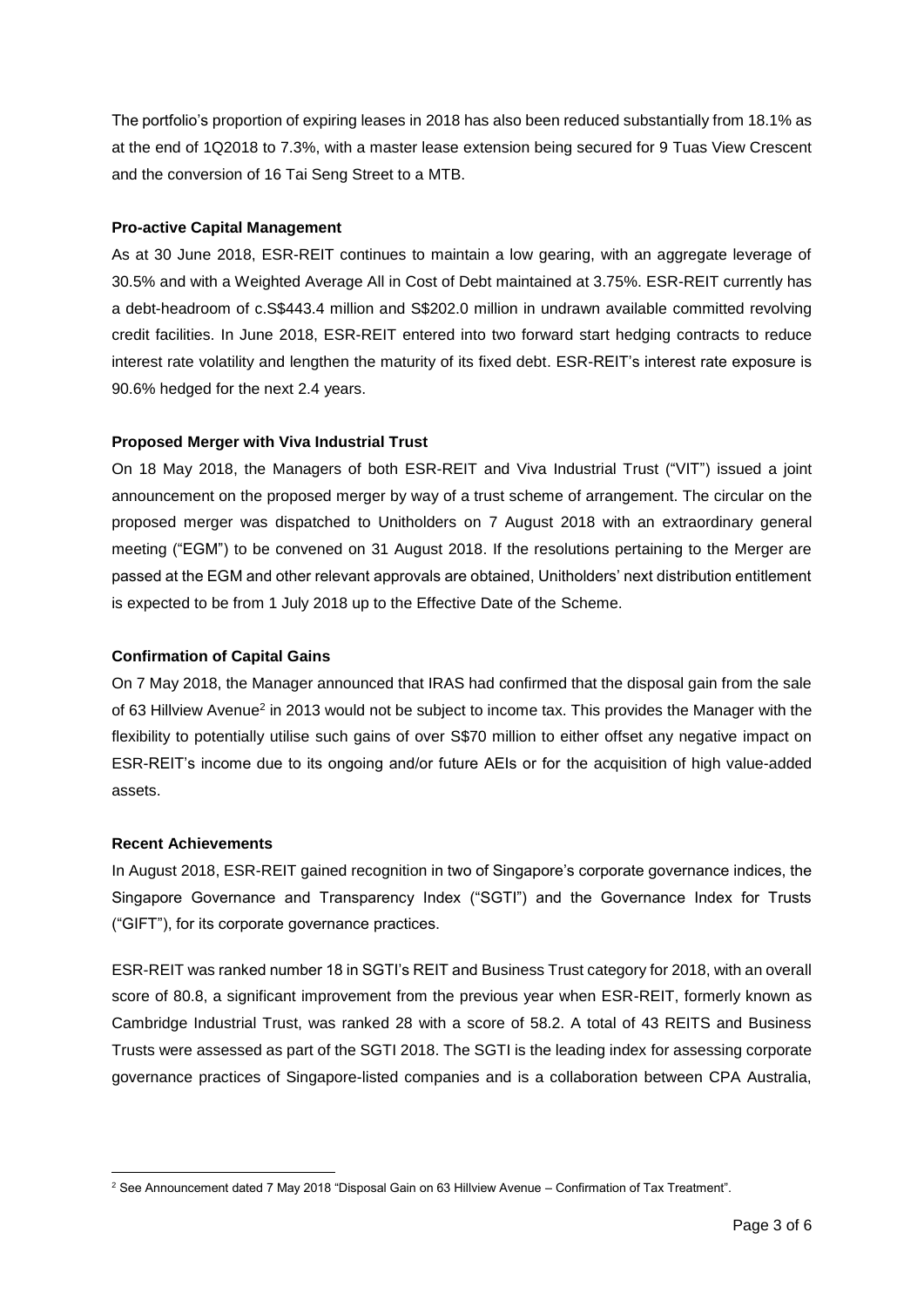The portfolio's proportion of expiring leases in 2018 has also been reduced substantially from 18.1% as at the end of 1Q2018 to 7.3%, with a master lease extension being secured for 9 Tuas View Crescent and the conversion of 16 Tai Seng Street to a MTB.

**Pro-active Capital Management**

As at 30 June 2018, ESR-REIT continues to maintain a low gearing, with an aggregate leverage of 30.5% and with a Weighted Average All in Cost of Debt maintained at 3.75%. ESR-REIT currently has a debt-headroom of c.S$443.4 million and S$202.0 million in undrawn available committed revolving credit facilities. In June 2018, ESR-REIT entered into two forward start hedging contracts to reduce interest rate volatility and lengthen the maturity of its fixed debt. ESR-REIT's interest rate exposure is 90.6% hedged for the next 2.4 years.

**Proposed Merger with Viva Industrial Trust**

On 18 May 2018, the Managers of both ESR-REIT and Viva Industrial Trust ("VIT") issued a joint announcement on the proposed merger by way of a trust scheme of arrangement. The circular on the proposed merger was dispatched to Unitholders on 7 August 2018 with an extraordinary general meeting ("EGM") to be convened on 31 August 2018. If the resolutions pertaining to the Merger are passed at the EGM and other relevant approvals are obtained, Unitholders' next distribution entitlement is expected to be from 1 July 2018 up to the Effective Date of the Scheme.

**Confirmation of Capital Gains**

On 7 May 2018, the Manager announced that IRAS had confirmed that the disposal gain from the sale of 63 Hillview Avenue[2] in 2013 would not be subject to income tax. This provides the Manager with the flexibility to potentially utilise such gains of over S$70 million to either offset any negative impact on ESR-REIT's income due to its ongoing and/or future AEIs or for the acquisition of high value-added assets.

**Recent Achievements**

In August 2018, ESR-REIT gained recognition in two of Singapore's corporate governance indices, the Singapore Governance and Transparency Index ("SGTI") and the Governance Index for Trusts ("GIFT"), for its corporate governance practices.

ESR-REIT was ranked number 18 in SGTI's REIT and Business Trust category for 2018, with an overall score of 80.8, a significant improvement from the previous year when ESR-REIT, formerly known as Cambridge Industrial Trust, was ranked 28 with a score of 58.2. A total of 43 REITS and Business Trusts were assessed as part of the SGTI 2018. The SGTI is the leading index for assessing corporate governance practices of Singapore-listed companies and is a collaboration between CPA Australia,

---

[2] See Announcement dated 7 May 2018 "Disposal Gain on 63 Hillview Avenue – Confirmation of Tax Treatment".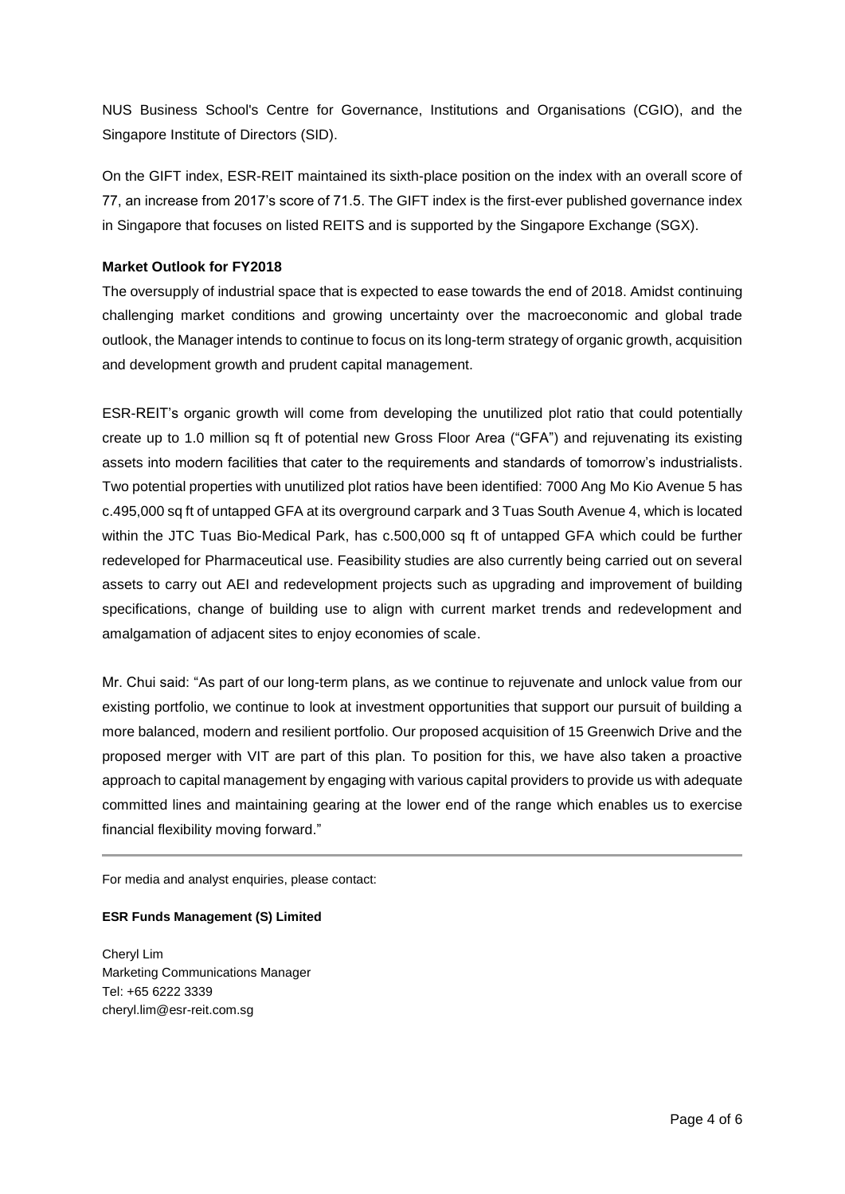NUS Business School's Centre for Governance, Institutions and Organisations (CGIO), and the Singapore Institute of Directors (SID).

On the GIFT index, ESR-REIT maintained its sixth-place position on the index with an overall score of 77, an increase from 2017's score of 71.5. The GIFT index is the first-ever published governance index in Singapore that focuses on listed REITS and is supported by the Singapore Exchange (SGX).

**Market Outlook for FY2018**

The oversupply of industrial space that is expected to ease towards the end of 2018. Amidst continuing challenging market conditions and growing uncertainty over the macroeconomic and global trade outlook, the Manager intends to continue to focus on its long-term strategy of organic growth, acquisition and development growth and prudent capital management.

ESR-REIT's organic growth will come from developing the unutilized plot ratio that could potentially create up to 1.0 million sq ft of potential new Gross Floor Area ("GFA") and rejuvenating its existing assets into modern facilities that cater to the requirements and standards of tomorrow's industrialists. Two potential properties with unutilized plot ratios have been identified: 7000 Ang Mo Kio Avenue 5 has c.495,000 sq ft of untapped GFA at its overground carpark and 3 Tuas South Avenue 4, which is located within the JTC Tuas Bio-Medical Park, has c.500,000 sq ft of untapped GFA which could be further redeveloped for Pharmaceutical use. Feasibility studies are also currently being carried out on several assets to carry out AEI and redevelopment projects such as upgrading and improvement of building specifications, change of building use to align with current market trends and redevelopment and amalgamation of adjacent sites to enjoy economies of scale.

Mr. Chui said: "As part of our long-term plans, as we continue to rejuvenate and unlock value from our existing portfolio, we continue to look at investment opportunities that support our pursuit of building a more balanced, modern and resilient portfolio. Our proposed acquisition of 15 Greenwich Drive and the proposed merger with VIT are part of this plan. To position for this, we have also taken a proactive approach to capital management by engaging with various capital providers to provide us with adequate committed lines and maintaining gearing at the lower end of the range which enables us to exercise financial flexibility moving forward."

---

For media and analyst enquiries, please contact:

**ESR Funds Management (S) Limited**

Cheryl Lim
Marketing Communications Manager
Tel: +65 6222 3339
cheryl.lim@esr-reit.com.sg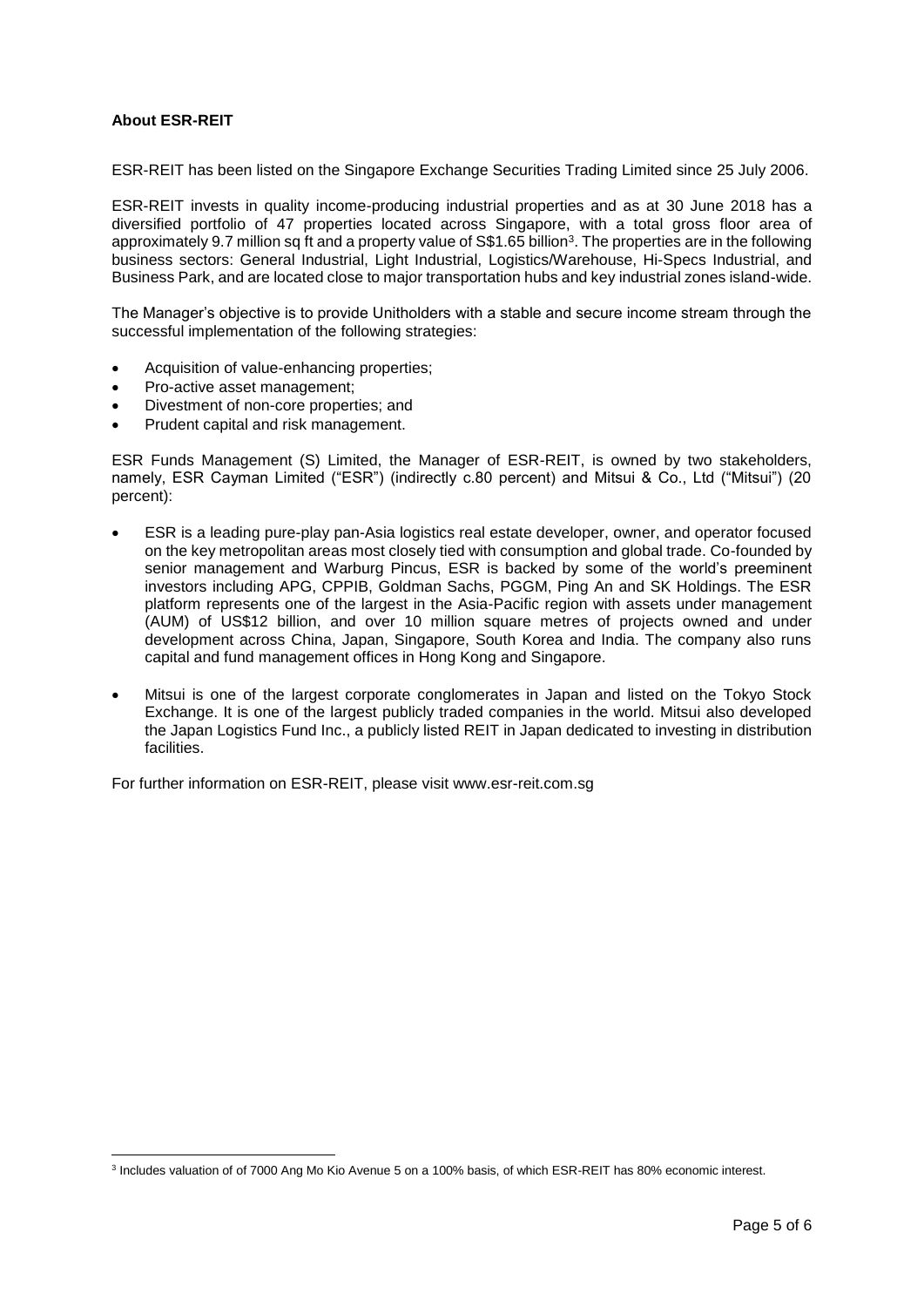**About ESR-REIT**

ESR-REIT has been listed on the Singapore Exchange Securities Trading Limited since 25 July 2006.

ESR-REIT invests in quality income-producing industrial properties and as at 30 June 2018 has a diversified portfolio of 47 properties located across Singapore, with a total gross floor area of approximately 9.7 million sq ft and a property value of S$1.65 billion[3]. The properties are in the following business sectors: General Industrial, Light Industrial, Logistics/Warehouse, Hi-Specs Industrial, and Business Park, and are located close to major transportation hubs and key industrial zones island-wide.

The Manager's objective is to provide Unitholders with a stable and secure income stream through the successful implementation of the following strategies:

- Acquisition of value-enhancing properties;
- Pro-active asset management;
- Divestment of non-core properties; and
- Prudent capital and risk management.

ESR Funds Management (S) Limited, the Manager of ESR-REIT, is owned by two stakeholders, namely, ESR Cayman Limited ("ESR") (indirectly c.80 percent) and Mitsui & Co., Ltd ("Mitsui") (20 percent):

- ESR is a leading pure-play pan-Asia logistics real estate developer, owner, and operator focused on the key metropolitan areas most closely tied with consumption and global trade. Co-founded by senior management and Warburg Pincus, ESR is backed by some of the world's preeminent investors including APG, CPPIB, Goldman Sachs, PGGM, Ping An and SK Holdings. The ESR platform represents one of the largest in the Asia-Pacific region with assets under management (AUM) of US$12 billion, and over 10 million square metres of projects owned and under development across China, Japan, Singapore, South Korea and India. The company also runs capital and fund management offices in Hong Kong and Singapore.
- Mitsui is one of the largest corporate conglomerates in Japan and listed on the Tokyo Stock Exchange. It is one of the largest publicly traded companies in the world. Mitsui also developed the Japan Logistics Fund Inc., a publicly listed REIT in Japan dedicated to investing in distribution facilities.

For further information on ESR-REIT, please visit www.esr-reit.com.sg

---

[3] Includes valuation of of 7000 Ang Mo Kio Avenue 5 on a 100% basis, of which ESR-REIT has 80% economic interest.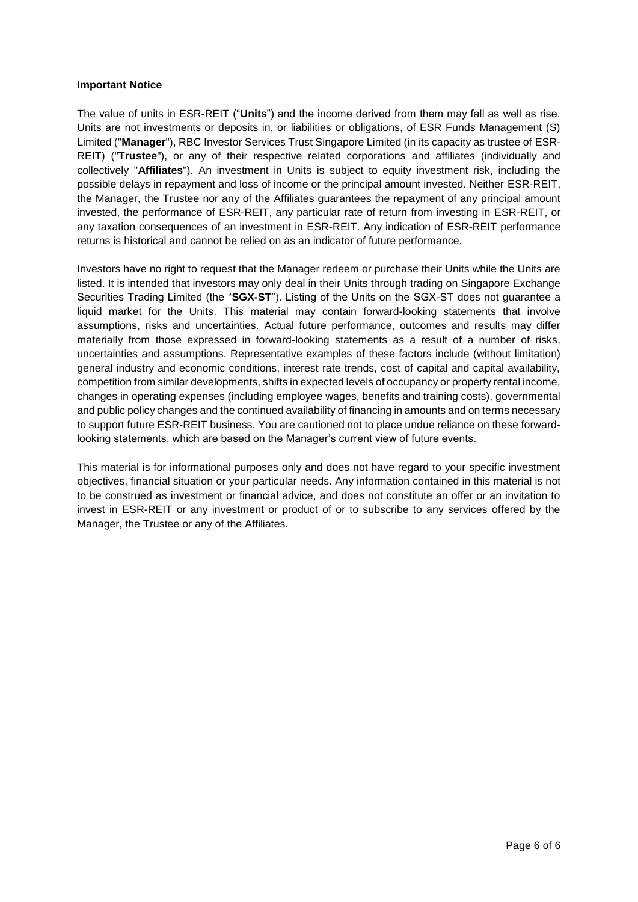**Important Notice**

The value of units in ESR-REIT ("**Units**") and the income derived from them may fall as well as rise. Units are not investments or deposits in, or liabilities or obligations, of ESR Funds Management (S) Limited ("**Manager**"), RBC Investor Services Trust Singapore Limited (in its capacity as trustee of ESR-REIT) ("**Trustee**"), or any of their respective related corporations and affiliates (individually and collectively "**Affiliates**"). An investment in Units is subject to equity investment risk, including the possible delays in repayment and loss of income or the principal amount invested. Neither ESR-REIT, the Manager, the Trustee nor any of the Affiliates guarantees the repayment of any principal amount invested, the performance of ESR-REIT, any particular rate of return from investing in ESR-REIT, or any taxation consequences of an investment in ESR-REIT. Any indication of ESR-REIT performance returns is historical and cannot be relied on as an indicator of future performance.

Investors have no right to request that the Manager redeem or purchase their Units while the Units are listed. It is intended that investors may only deal in their Units through trading on Singapore Exchange Securities Trading Limited (the "**SGX-ST**"). Listing of the Units on the SGX-ST does not guarantee a liquid market for the Units. This material may contain forward-looking statements that involve assumptions, risks and uncertainties. Actual future performance, outcomes and results may differ materially from those expressed in forward-looking statements as a result of a number of risks, uncertainties and assumptions. Representative examples of these factors include (without limitation) general industry and economic conditions, interest rate trends, cost of capital and capital availability, competition from similar developments, shifts in expected levels of occupancy or property rental income, changes in operating expenses (including employee wages, benefits and training costs), governmental and public policy changes and the continued availability of financing in amounts and on terms necessary to support future ESR-REIT business. You are cautioned not to place undue reliance on these forward-looking statements, which are based on the Manager's current view of future events.

This material is for informational purposes only and does not have regard to your specific investment objectives, financial situation or your particular needs. Any information contained in this material is not to be construed as investment or financial advice, and does not constitute an offer or an invitation to invest in ESR-REIT or any investment or product of or to subscribe to any services offered by the Manager, the Trustee or any of the Affiliates.